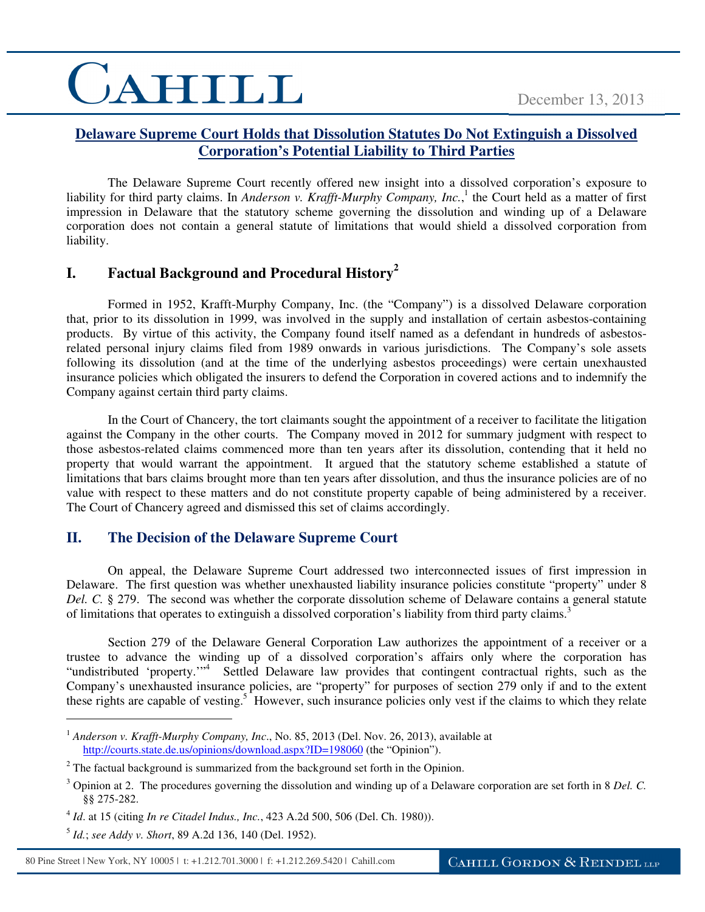# CAHILL

December 13, 2013

## Delaware Supreme Court Holds that Dissolution Statutes Do Not Extinguish a Dissolved Corporation's Potential Liability to Third Parties

The Delaware Supreme Court recently offered new insight into a dissolved corporation's exposure to liability for third party claims. In *Anderson v. Krafft-Murphy Company, Inc.*,[1] the Court held as a matter of first impression in Delaware that the statutory scheme governing the dissolution and winding up of a Delaware corporation does not contain a general statute of limitations that would shield a dissolved corporation from liability.

## I. Factual Background and Procedural History[2]

Formed in 1952, Krafft-Murphy Company, Inc. (the "Company") is a dissolved Delaware corporation that, prior to its dissolution in 1999, was involved in the supply and installation of certain asbestos-containing products. By virtue of this activity, the Company found itself named as a defendant in hundreds of asbestos-related personal injury claims filed from 1989 onwards in various jurisdictions. The Company's sole assets following its dissolution (and at the time of the underlying asbestos proceedings) were certain unexhausted insurance policies which obligated the insurers to defend the Corporation in covered actions and to indemnify the Company against certain third party claims.

In the Court of Chancery, the tort claimants sought the appointment of a receiver to facilitate the litigation against the Company in the other courts. The Company moved in 2012 for summary judgment with respect to those asbestos-related claims commenced more than ten years after its dissolution, contending that it held no property that would warrant the appointment. It argued that the statutory scheme established a statute of limitations that bars claims brought more than ten years after dissolution, and thus the insurance policies are of no value with respect to these matters and do not constitute property capable of being administered by a receiver. The Court of Chancery agreed and dismissed this set of claims accordingly.

## II. The Decision of the Delaware Supreme Court

On appeal, the Delaware Supreme Court addressed two interconnected issues of first impression in Delaware. The first question was whether unexhausted liability insurance policies constitute "property" under 8 *Del. C.* § 279. The second was whether the corporate dissolution scheme of Delaware contains a general statute of limitations that operates to extinguish a dissolved corporation's liability from third party claims.[3]

Section 279 of the Delaware General Corporation Law authorizes the appointment of a receiver or a trustee to advance the winding up of a dissolved corporation's affairs only where the corporation has "undistributed 'property.'"[4] Settled Delaware law provides that contingent contractual rights, such as the Company's unexhausted insurance policies, are "property" for purposes of section 279 only if and to the extent these rights are capable of vesting.[5] However, such insurance policies only vest if the claims to which they relate

---

[1] *Anderson v. Krafft-Murphy Company, Inc.*, No. 85, 2013 (Del. Nov. 26, 2013), available at http://courts.state.de.us/opinions/download.aspx?ID=198060 (the "Opinion").

[2] The factual background is summarized from the background set forth in the Opinion.

[3] Opinion at 2. The procedures governing the dissolution and winding up of a Delaware corporation are set forth in 8 *Del. C.* §§ 275-282.

[4] *Id*. at 15 (citing *In re Citadel Indus., Inc.*, 423 A.2d 500, 506 (Del. Ch. 1980)).

[5] *Id.*; *see Addy v. Short*, 89 A.2d 136, 140 (Del. 1952).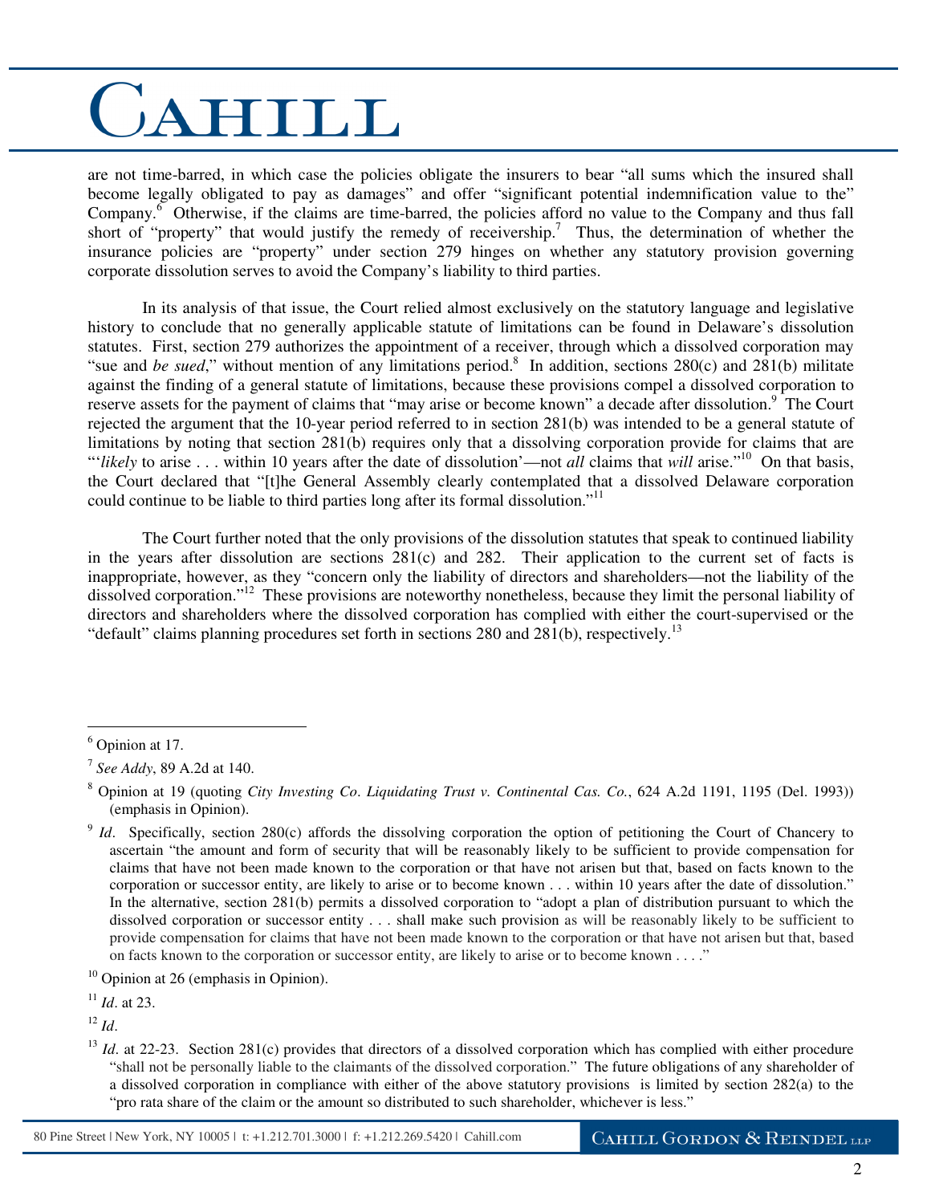are not time-barred, in which case the policies obligate the insurers to bear "all sums which the insured shall become legally obligated to pay as damages" and offer "significant potential indemnification value to the" Company.[6] Otherwise, if the claims are time-barred, the policies afford no value to the Company and thus fall short of "property" that would justify the remedy of receivership.[7] Thus, the determination of whether the insurance policies are "property" under section 279 hinges on whether any statutory provision governing corporate dissolution serves to avoid the Company's liability to third parties.

In its analysis of that issue, the Court relied almost exclusively on the statutory language and legislative history to conclude that no generally applicable statute of limitations can be found in Delaware's dissolution statutes. First, section 279 authorizes the appointment of a receiver, through which a dissolved corporation may "sue and *be sued*," without mention of any limitations period.[8] In addition, sections 280(c) and 281(b) militate against the finding of a general statute of limitations, because these provisions compel a dissolved corporation to reserve assets for the payment of claims that "may arise or become known" a decade after dissolution.[9] The Court rejected the argument that the 10-year period referred to in section 281(b) was intended to be a general statute of limitations by noting that section 281(b) requires only that a dissolving corporation provide for claims that are "'*likely* to arise . . . within 10 years after the date of dissolution'—not *all* claims that *will* arise."[10] On that basis, the Court declared that "[t]he General Assembly clearly contemplated that a dissolved Delaware corporation could continue to be liable to third parties long after its formal dissolution."[11]

The Court further noted that the only provisions of the dissolution statutes that speak to continued liability in the years after dissolution are sections 281(c) and 282. Their application to the current set of facts is inappropriate, however, as they "concern only the liability of directors and shareholders—not the liability of the dissolved corporation."[12] These provisions are noteworthy nonetheless, because they limit the personal liability of directors and shareholders where the dissolved corporation has complied with either the court-supervised or the "default" claims planning procedures set forth in sections 280 and 281(b), respectively.[13]

---

[6] Opinion at 17.

[7] *See Addy*, 89 A.2d at 140.

[8] Opinion at 19 (quoting *City Investing Co. Liquidating Trust v. Continental Cas. Co.*, 624 A.2d 1191, 1195 (Del. 1993)) (emphasis in Opinion).

[9] *Id*. Specifically, section 280(c) affords the dissolving corporation the option of petitioning the Court of Chancery to ascertain "the amount and form of security that will be reasonably likely to be sufficient to provide compensation for claims that have not been made known to the corporation or that have not arisen but that, based on facts known to the corporation or successor entity, are likely to arise or to become known . . . within 10 years after the date of dissolution." In the alternative, section 281(b) permits a dissolved corporation to "adopt a plan of distribution pursuant to which the dissolved corporation or successor entity . . . shall make such provision as will be reasonably likely to be sufficient to provide compensation for claims that have not been made known to the corporation or that have not arisen but that, based on facts known to the corporation or successor entity, are likely to arise or to become known . . . ."

[10] Opinion at 26 (emphasis in Opinion).

[11] *Id*. at 23.

[12] *Id*.

[13] *Id*. at 22-23. Section 281(c) provides that directors of a dissolved corporation which has complied with either procedure "shall not be personally liable to the claimants of the dissolved corporation." The future obligations of any shareholder of a dissolved corporation in compliance with either of the above statutory provisions is limited by section 282(a) to the "pro rata share of the claim or the amount so distributed to such shareholder, whichever is less."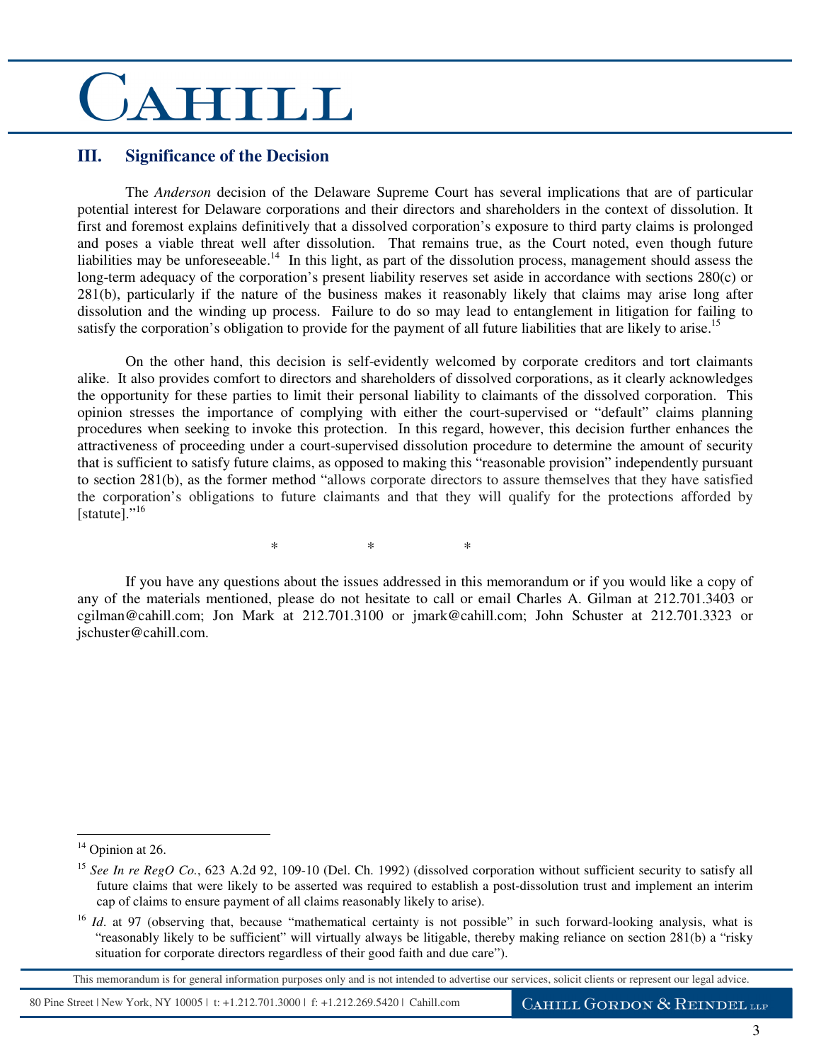## III. Significance of the Decision

The *Anderson* decision of the Delaware Supreme Court has several implications that are of particular potential interest for Delaware corporations and their directors and shareholders in the context of dissolution. It first and foremost explains definitively that a dissolved corporation's exposure to third party claims is prolonged and poses a viable threat well after dissolution. That remains true, as the Court noted, even though future liabilities may be unforeseeable.[14] In this light, as part of the dissolution process, management should assess the long-term adequacy of the corporation's present liability reserves set aside in accordance with sections 280(c) or 281(b), particularly if the nature of the business makes it reasonably likely that claims may arise long after dissolution and the winding up process. Failure to do so may lead to entanglement in litigation for failing to satisfy the corporation's obligation to provide for the payment of all future liabilities that are likely to arise.[15]

On the other hand, this decision is self-evidently welcomed by corporate creditors and tort claimants alike. It also provides comfort to directors and shareholders of dissolved corporations, as it clearly acknowledges the opportunity for these parties to limit their personal liability to claimants of the dissolved corporation. This opinion stresses the importance of complying with either the court-supervised or "default" claims planning procedures when seeking to invoke this protection. In this regard, however, this decision further enhances the attractiveness of proceeding under a court-supervised dissolution procedure to determine the amount of security that is sufficient to satisfy future claims, as opposed to making this "reasonable provision" independently pursuant to section 281(b), as the former method "allows corporate directors to assure themselves that they have satisfied the corporation's obligations to future claimants and that they will qualify for the protections afforded by [statute]."[16]

\* \* \*

If you have any questions about the issues addressed in this memorandum or if you would like a copy of any of the materials mentioned, please do not hesitate to call or email Charles A. Gilman at 212.701.3403 or cgilman@cahill.com; Jon Mark at 212.701.3100 or jmark@cahill.com; John Schuster at 212.701.3323 or jschuster@cahill.com.

---

[14] Opinion at 26.

[15] *See In re RegO Co.*, 623 A.2d 92, 109-10 (Del. Ch. 1992) (dissolved corporation without sufficient security to satisfy all future claims that were likely to be asserted was required to establish a post-dissolution trust and implement an interim cap of claims to ensure payment of all claims reasonably likely to arise).

[16] *Id*. at 97 (observing that, because "mathematical certainty is not possible" in such forward-looking analysis, what is "reasonably likely to be sufficient" will virtually always be litigable, thereby making reliance on section 281(b) a "risky situation for corporate directors regardless of their good faith and due care").

This memorandum is for general information purposes only and is not intended to advertise our services, solicit clients or represent our legal advice.